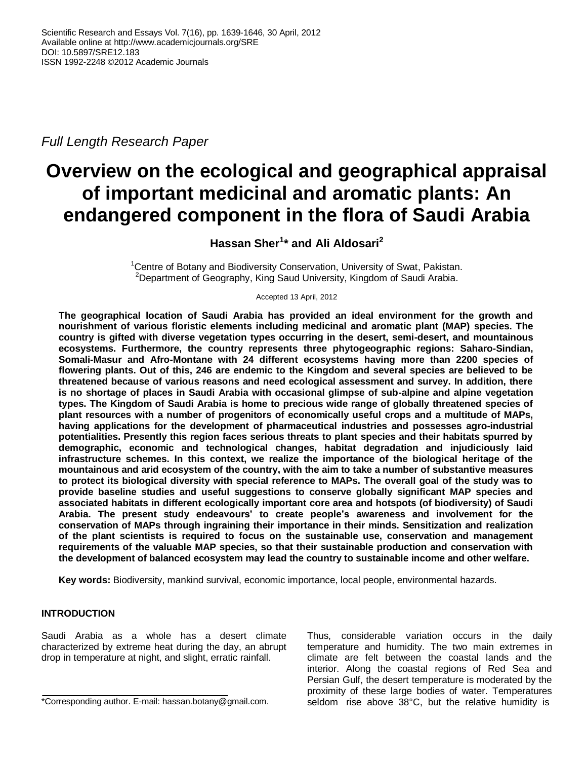Scientific Research and Essays Vol. 7(16), pp. 1639-1646, 30 April, 2012
Available online at http://www.academicjournals.org/SRE
DOI: 10.5897/SRE12.183
ISSN 1992-2248 ©2012 Academic Journals

*Full Length Research Paper*

# Overview on the ecological and geographical appraisal of important medicinal and aromatic plants: An endangered component in the flora of Saudi Arabia

**Hassan Sher[1]* and Ali Aldosari[2]**

[1]Centre of Botany and Biodiversity Conservation, University of Swat, Pakistan.
[2]Department of Geography, King Saud University, Kingdom of Saudi Arabia.

Accepted 13 April, 2012

**The geographical location of Saudi Arabia has provided an ideal environment for the growth and nourishment of various floristic elements including medicinal and aromatic plant (MAP) species. The country is gifted with diverse vegetation types occurring in the desert, semi-desert, and mountainous ecosystems. Furthermore, the country represents three phytogeographic regions: Saharo-Sindian, Somali-Masur and Afro-Montane with 24 different ecosystems having more than 2200 species of flowering plants. Out of this, 246 are endemic to the Kingdom and several species are believed to be threatened because of various reasons and need ecological assessment and survey. In addition, there is no shortage of places in Saudi Arabia with occasional glimpse of sub-alpine and alpine vegetation types. The Kingdom of Saudi Arabia is home to precious wide range of globally threatened species of plant resources with a number of progenitors of economically useful crops and a multitude of MAPs, having applications for the development of pharmaceutical industries and possesses agro-industrial potentialities. Presently this region faces serious threats to plant species and their habitats spurred by demographic, economic and technological changes, habitat degradation and injudiciously laid infrastructure schemes. In this context, we realize the importance of the biological heritage of the mountainous and arid ecosystem of the country, with the aim to take a number of substantive measures to protect its biological diversity with special reference to MAPs. The overall goal of the study was to provide baseline studies and useful suggestions to conserve globally significant MAP species and associated habitats in different ecologically important core area and hotspots (of biodiversity) of Saudi Arabia. The present study endeavours' to create people's awareness and involvement for the conservation of MAPs through ingraining their importance in their minds. Sensitization and realization of the plant scientists is required to focus on the sustainable use, conservation and management requirements of the valuable MAP species, so that their sustainable production and conservation with the development of balanced ecosystem may lead the country to sustainable income and other welfare.**

**Key words:** Biodiversity, mankind survival, economic importance, local people, environmental hazards.

## INTRODUCTION

Saudi Arabia as a whole has a desert climate characterized by extreme heat during the day, an abrupt drop in temperature at night, and slight, erratic rainfall. Thus, considerable variation occurs in the daily temperature and humidity. The two main extremes in climate are felt between the coastal lands and the interior. Along the coastal regions of Red Sea and Persian Gulf, the desert temperature is moderated by the proximity of these large bodies of water. Temperatures seldom rise above 38°C, but the relative humidity is

*Corresponding author. E-mail: hassan.botany@gmail.com.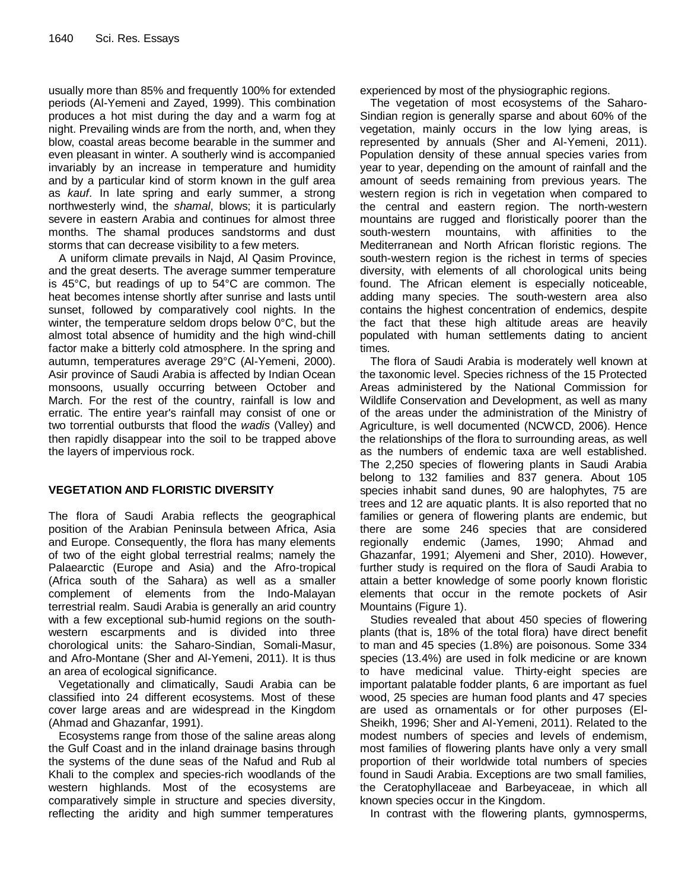usually more than 85% and frequently 100% for extended periods (Al-Yemeni and Zayed, 1999). This combination produces a hot mist during the day and a warm fog at night. Prevailing winds are from the north, and, when they blow, coastal areas become bearable in the summer and even pleasant in winter. A southerly wind is accompanied invariably by an increase in temperature and humidity and by a particular kind of storm known in the gulf area as *kauf*. In late spring and early summer, a strong northwesterly wind, the *shamal*, blows; it is particularly severe in eastern Arabia and continues for almost three months. The shamal produces sandstorms and dust storms that can decrease visibility to a few meters.

A uniform climate prevails in Najd, Al Qasim Province, and the great deserts. The average summer temperature is 45°C, but readings of up to 54°C are common. The heat becomes intense shortly after sunrise and lasts until sunset, followed by comparatively cool nights. In the winter, the temperature seldom drops below 0°C, but the almost total absence of humidity and the high wind-chill factor make a bitterly cold atmosphere. In the spring and autumn, temperatures average 29°C (Al-Yemeni, 2000). Asir province of Saudi Arabia is affected by Indian Ocean monsoons, usually occurring between October and March. For the rest of the country, rainfall is low and erratic. The entire year's rainfall may consist of one or two torrential outbursts that flood the *wadis* (Valley) and then rapidly disappear into the soil to be trapped above the layers of impervious rock.

## VEGETATION AND FLORISTIC DIVERSITY

The flora of Saudi Arabia reflects the geographical position of the Arabian Peninsula between Africa, Asia and Europe. Consequently, the flora has many elements of two of the eight global terrestrial realms; namely the Palaearctic (Europe and Asia) and the Afro-tropical (Africa south of the Sahara) as well as a smaller complement of elements from the Indo-Malayan terrestrial realm. Saudi Arabia is generally an arid country with a few exceptional sub-humid regions on the south-western escarpments and is divided into three chorological units: the Saharo-Sindian, Somali-Masur, and Afro-Montane (Sher and Al-Yemeni, 2011). It is thus an area of ecological significance.

Vegetationally and climatically, Saudi Arabia can be classified into 24 different ecosystems. Most of these cover large areas and are widespread in the Kingdom (Ahmad and Ghazanfar, 1991).

Ecosystems range from those of the saline areas along the Gulf Coast and in the inland drainage basins through the systems of the dune seas of the Nafud and Rub al Khali to the complex and species-rich woodlands of the western highlands. Most of the ecosystems are comparatively simple in structure and species diversity, reflecting the aridity and high summer temperatures experienced by most of the physiographic regions.

The vegetation of most ecosystems of the Saharo-Sindian region is generally sparse and about 60% of the vegetation, mainly occurs in the low lying areas, is represented by annuals (Sher and Al-Yemeni, 2011). Population density of these annual species varies from year to year, depending on the amount of rainfall and the amount of seeds remaining from previous years. The western region is rich in vegetation when compared to the central and eastern region. The north-western mountains are rugged and floristically poorer than the south-western mountains, with affinities to the Mediterranean and North African floristic regions. The south-western region is the richest in terms of species diversity, with elements of all chorological units being found. The African element is especially noticeable, adding many species. The south-western area also contains the highest concentration of endemics, despite the fact that these high altitude areas are heavily populated with human settlements dating to ancient times.

The flora of Saudi Arabia is moderately well known at the taxonomic level. Species richness of the 15 Protected Areas administered by the National Commission for Wildlife Conservation and Development, as well as many of the areas under the administration of the Ministry of Agriculture, is well documented (NCWCD, 2006). Hence the relationships of the flora to surrounding areas, as well as the numbers of endemic taxa are well established. The 2,250 species of flowering plants in Saudi Arabia belong to 132 families and 837 genera. About 105 species inhabit sand dunes, 90 are halophytes, 75 are trees and 12 are aquatic plants. It is also reported that no families or genera of flowering plants are endemic, but there are some 246 species that are considered regionally endemic (James, 1990; Ahmad and Ghazanfar, 1991; Alyemeni and Sher, 2010). However, further study is required on the flora of Saudi Arabia to attain a better knowledge of some poorly known floristic elements that occur in the remote pockets of Asir Mountains (Figure 1).

Studies revealed that about 450 species of flowering plants (that is, 18% of the total flora) have direct benefit to man and 45 species (1.8%) are poisonous. Some 334 species (13.4%) are used in folk medicine or are known to have medicinal value. Thirty-eight species are important palatable fodder plants, 6 are important as fuel wood, 25 species are human food plants and 47 species are used as ornamentals or for other purposes (El-Sheikh, 1996; Sher and Al-Yemeni, 2011). Related to the modest numbers of species and levels of endemism, most families of flowering plants have only a very small proportion of their worldwide total numbers of species found in Saudi Arabia. Exceptions are two small families, the Ceratophyllaceae and Barbeyaceae, in which all known species occur in the Kingdom.

In contrast with the flowering plants, gymnosperms,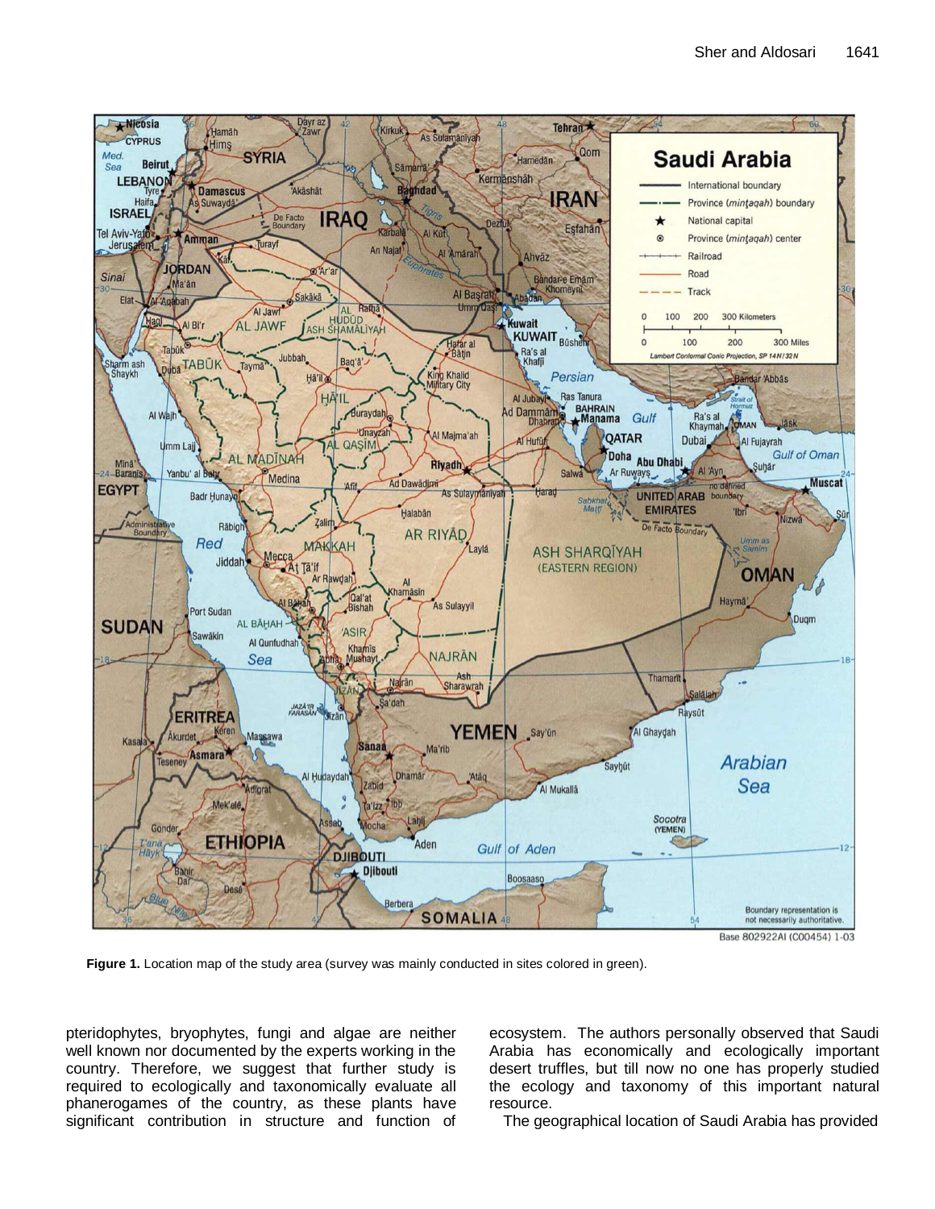**Figure 1.** Location map of the study area (survey was mainly conducted in sites colored in green).

pteridophytes, bryophytes, fungi and algae are neither well known nor documented by the experts working in the country. Therefore, we suggest that further study is required to ecologically and taxonomically evaluate all phanerogames of the country, as these plants have significant contribution in structure and function of ecosystem. The authors personally observed that Saudi Arabia has economically and ecologically important desert truffles, but till now no one has properly studied the ecology and taxonomy of this important natural resource.

The geographical location of Saudi Arabia has provided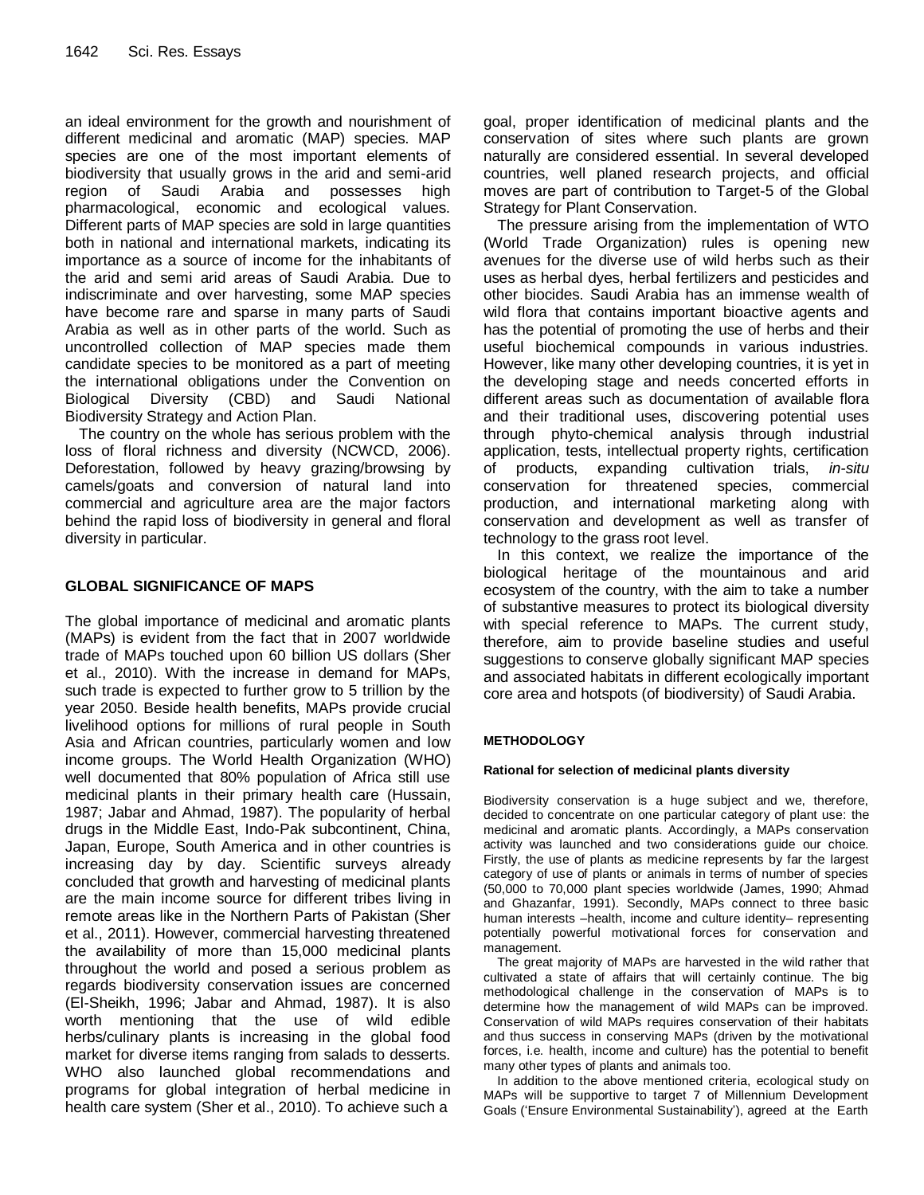an ideal environment for the growth and nourishment of different medicinal and aromatic (MAP) species. MAP species are one of the most important elements of biodiversity that usually grows in the arid and semi-arid region of Saudi Arabia and possesses high pharmacological, economic and ecological values. Different parts of MAP species are sold in large quantities both in national and international markets, indicating its importance as a source of income for the inhabitants of the arid and semi arid areas of Saudi Arabia. Due to indiscriminate and over harvesting, some MAP species have become rare and sparse in many parts of Saudi Arabia as well as in other parts of the world. Such as uncontrolled collection of MAP species made them candidate species to be monitored as a part of meeting the international obligations under the Convention on Biological Diversity (CBD) and Saudi National Biodiversity Strategy and Action Plan.

The country on the whole has serious problem with the loss of floral richness and diversity (NCWCD, 2006). Deforestation, followed by heavy grazing/browsing by camels/goats and conversion of natural land into commercial and agriculture area are the major factors behind the rapid loss of biodiversity in general and floral diversity in particular.

## GLOBAL SIGNIFICANCE OF MAPS

The global importance of medicinal and aromatic plants (MAPs) is evident from the fact that in 2007 worldwide trade of MAPs touched upon 60 billion US dollars (Sher et al., 2010). With the increase in demand for MAPs, such trade is expected to further grow to 5 trillion by the year 2050. Beside health benefits, MAPs provide crucial livelihood options for millions of rural people in South Asia and African countries, particularly women and low income groups. The World Health Organization (WHO) well documented that 80% population of Africa still use medicinal plants in their primary health care (Hussain, 1987; Jabar and Ahmad, 1987). The popularity of herbal drugs in the Middle East, Indo-Pak subcontinent, China, Japan, Europe, South America and in other countries is increasing day by day. Scientific surveys already concluded that growth and harvesting of medicinal plants are the main income source for different tribes living in remote areas like in the Northern Parts of Pakistan (Sher et al., 2011). However, commercial harvesting threatened the availability of more than 15,000 medicinal plants throughout the world and posed a serious problem as regards biodiversity conservation issues are concerned (El-Sheikh, 1996; Jabar and Ahmad, 1987). It is also worth mentioning that the use of wild edible herbs/culinary plants is increasing in the global food market for diverse items ranging from salads to desserts. WHO also launched global recommendations and programs for global integration of herbal medicine in health care system (Sher et al., 2010). To achieve such a goal, proper identification of medicinal plants and the conservation of sites where such plants are grown naturally are considered essential. In several developed countries, well planed research projects, and official moves are part of contribution to Target-5 of the Global Strategy for Plant Conservation.

The pressure arising from the implementation of WTO (World Trade Organization) rules is opening new avenues for the diverse use of wild herbs such as their uses as herbal dyes, herbal fertilizers and pesticides and other biocides. Saudi Arabia has an immense wealth of wild flora that contains important bioactive agents and has the potential of promoting the use of herbs and their useful biochemical compounds in various industries. However, like many other developing countries, it is yet in the developing stage and needs concerted efforts in different areas such as documentation of available flora and their traditional uses, discovering potential uses through phyto-chemical analysis through industrial application, tests, intellectual property rights, certification of products, expanding cultivation trials, *in-situ* conservation for threatened species, commercial production, and international marketing along with conservation and development as well as transfer of technology to the grass root level.

In this context, we realize the importance of the biological heritage of the mountainous and arid ecosystem of the country, with the aim to take a number of substantive measures to protect its biological diversity with special reference to MAPs. The current study, therefore, aim to provide baseline studies and useful suggestions to conserve globally significant MAP species and associated habitats in different ecologically important core area and hotspots (of biodiversity) of Saudi Arabia.

## METHODOLOGY

### Rational for selection of medicinal plants diversity

Biodiversity conservation is a huge subject and we, therefore, decided to concentrate on one particular category of plant use: the medicinal and aromatic plants. Accordingly, a MAPs conservation activity was launched and two considerations guide our choice. Firstly, the use of plants as medicine represents by far the largest category of use of plants or animals in terms of number of species (50,000 to 70,000 plant species worldwide (James, 1990; Ahmad and Ghazanfar, 1991). Secondly, MAPs connect to three basic human interests –health, income and culture identity– representing potentially powerful motivational forces for conservation and management.

The great majority of MAPs are harvested in the wild rather that cultivated a state of affairs that will certainly continue. The big methodological challenge in the conservation of MAPs is to determine how the management of wild MAPs can be improved. Conservation of wild MAPs requires conservation of their habitats and thus success in conserving MAPs (driven by the motivational forces, i.e. health, income and culture) has the potential to benefit many other types of plants and animals too.

In addition to the above mentioned criteria, ecological study on MAPs will be supportive to target 7 of Millennium Development Goals ('Ensure Environmental Sustainability'), agreed at the Earth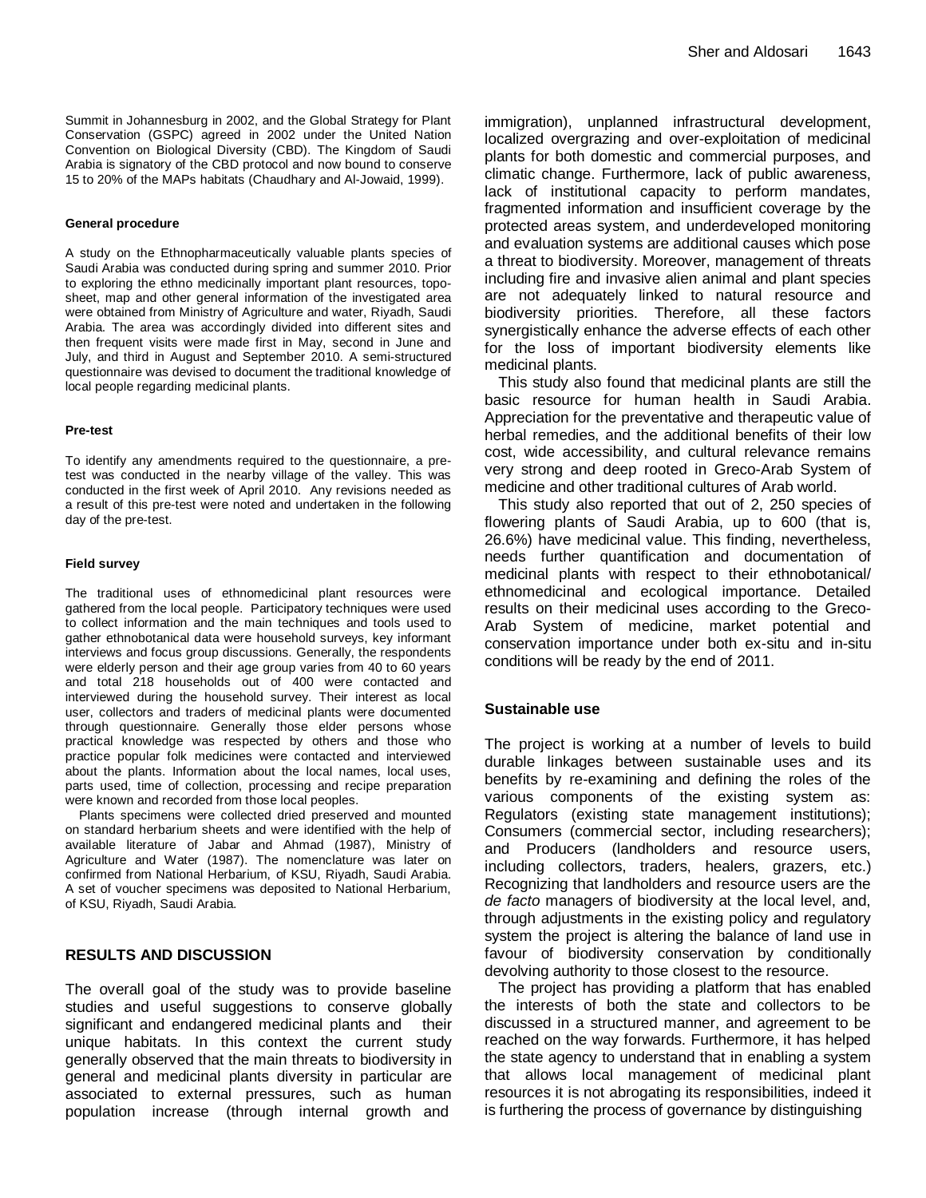Summit in Johannesburg in 2002, and the Global Strategy for Plant Conservation (GSPC) agreed in 2002 under the United Nation Convention on Biological Diversity (CBD). The Kingdom of Saudi Arabia is signatory of the CBD protocol and now bound to conserve 15 to 20% of the MAPs habitats (Chaudhary and Al-Jowaid, 1999).

#### General procedure

A study on the Ethnopharmaceutically valuable plants species of Saudi Arabia was conducted during spring and summer 2010. Prior to exploring the ethno medicinally important plant resources, topo-sheet, map and other general information of the investigated area were obtained from Ministry of Agriculture and water, Riyadh, Saudi Arabia. The area was accordingly divided into different sites and then frequent visits were made first in May, second in June and July, and third in August and September 2010. A semi-structured questionnaire was devised to document the traditional knowledge of local people regarding medicinal plants.

#### Pre-test

To identify any amendments required to the questionnaire, a pre-test was conducted in the nearby village of the valley. This was conducted in the first week of April 2010. Any revisions needed as a result of this pre-test were noted and undertaken in the following day of the pre-test.

#### Field survey

The traditional uses of ethnomedicinal plant resources were gathered from the local people. Participatory techniques were used to collect information and the main techniques and tools used to gather ethnobotanical data were household surveys, key informant interviews and focus group discussions. Generally, the respondents were elderly person and their age group varies from 40 to 60 years and total 218 households out of 400 were contacted and interviewed during the household survey. Their interest as local user, collectors and traders of medicinal plants were documented through questionnaire. Generally those elder persons whose practical knowledge was respected by others and those who practice popular folk medicines were contacted and interviewed about the plants. Information about the local names, local uses, parts used, time of collection, processing and recipe preparation were known and recorded from those local peoples.

Plants specimens were collected dried preserved and mounted on standard herbarium sheets and were identified with the help of available literature of Jabar and Ahmad (1987), Ministry of Agriculture and Water (1987). The nomenclature was later on confirmed from National Herbarium, of KSU, Riyadh, Saudi Arabia. A set of voucher specimens was deposited to National Herbarium, of KSU, Riyadh, Saudi Arabia.

## RESULTS AND DISCUSSION

The overall goal of the study was to provide baseline studies and useful suggestions to conserve globally significant and endangered medicinal plants and their unique habitats. In this context the current study generally observed that the main threats to biodiversity in general and medicinal plants diversity in particular are associated to external pressures, such as human population increase (through internal growth and immigration), unplanned infrastructural development, localized overgrazing and over-exploitation of medicinal plants for both domestic and commercial purposes, and climatic change. Furthermore, lack of public awareness, lack of institutional capacity to perform mandates, fragmented information and insufficient coverage by the protected areas system, and underdeveloped monitoring and evaluation systems are additional causes which pose a threat to biodiversity. Moreover, management of threats including fire and invasive alien animal and plant species are not adequately linked to natural resource and biodiversity priorities. Therefore, all these factors synergistically enhance the adverse effects of each other for the loss of important biodiversity elements like medicinal plants.

This study also found that medicinal plants are still the basic resource for human health in Saudi Arabia. Appreciation for the preventative and therapeutic value of herbal remedies, and the additional benefits of their low cost, wide accessibility, and cultural relevance remains very strong and deep rooted in Greco-Arab System of medicine and other traditional cultures of Arab world.

This study also reported that out of 2, 250 species of flowering plants of Saudi Arabia, up to 600 (that is, 26.6%) have medicinal value. This finding, nevertheless, needs further quantification and documentation of medicinal plants with respect to their ethnobotanical/ ethnomedicinal and ecological importance. Detailed results on their medicinal uses according to the Greco-Arab System of medicine, market potential and conservation importance under both ex-situ and in-situ conditions will be ready by the end of 2011.

### Sustainable use

The project is working at a number of levels to build durable linkages between sustainable uses and its benefits by re-examining and defining the roles of the various components of the existing system as: Regulators (existing state management institutions); Consumers (commercial sector, including researchers); and Producers (landholders and resource users, including collectors, traders, healers, grazers, etc.) Recognizing that landholders and resource users are the *de facto* managers of biodiversity at the local level, and, through adjustments in the existing policy and regulatory system the project is altering the balance of land use in favour of biodiversity conservation by conditionally devolving authority to those closest to the resource.

The project has providing a platform that has enabled the interests of both the state and collectors to be discussed in a structured manner, and agreement to be reached on the way forwards. Furthermore, it has helped the state agency to understand that in enabling a system that allows local management of medicinal plant resources it is not abrogating its responsibilities, indeed it is furthering the process of governance by distinguishing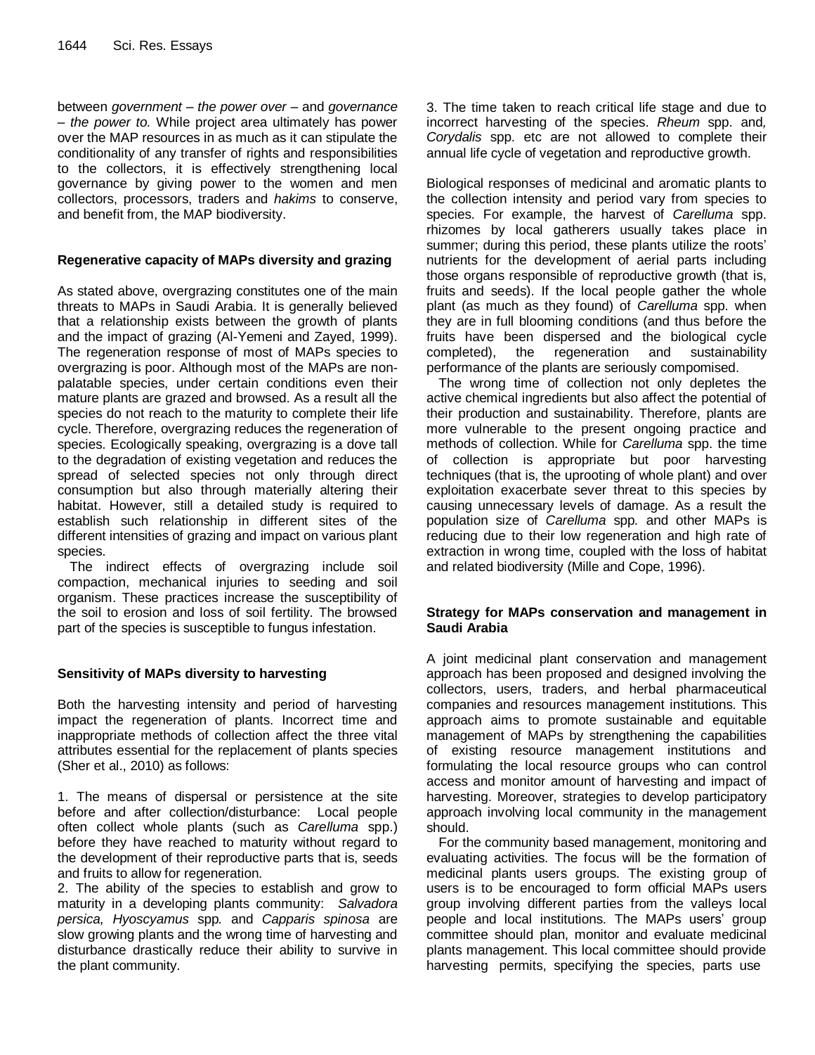between *government* – *the power over* – and *governance* – *the power to.* While project area ultimately has power over the MAP resources in as much as it can stipulate the conditionality of any transfer of rights and responsibilities to the collectors, it is effectively strengthening local governance by giving power to the women and men collectors, processors, traders and *hakims* to conserve, and benefit from, the MAP biodiversity.

## Regenerative capacity of MAPs diversity and grazing

As stated above, overgrazing constitutes one of the main threats to MAPs in Saudi Arabia. It is generally believed that a relationship exists between the growth of plants and the impact of grazing (Al-Yemeni and Zayed, 1999). The regeneration response of most of MAPs species to overgrazing is poor. Although most of the MAPs are non-palatable species, under certain conditions even their mature plants are grazed and browsed. As a result all the species do not reach to the maturity to complete their life cycle. Therefore, overgrazing reduces the regeneration of species. Ecologically speaking, overgrazing is a dove tall to the degradation of existing vegetation and reduces the spread of selected species not only through direct consumption but also through materially altering their habitat. However, still a detailed study is required to establish such relationship in different sites of the different intensities of grazing and impact on various plant species.

The indirect effects of overgrazing include soil compaction, mechanical injuries to seeding and soil organism. These practices increase the susceptibility of the soil to erosion and loss of soil fertility. The browsed part of the species is susceptible to fungus infestation.

## Sensitivity of MAPs diversity to harvesting

Both the harvesting intensity and period of harvesting impact the regeneration of plants. Incorrect time and inappropriate methods of collection affect the three vital attributes essential for the replacement of plants species (Sher et al., 2010) as follows:

1. The means of dispersal or persistence at the site before and after collection/disturbance: Local people often collect whole plants (such as *Carelluma* spp.) before they have reached to maturity without regard to the development of their reproductive parts that is, seeds and fruits to allow for regeneration.
2. The ability of the species to establish and grow to maturity in a developing plants community: *Salvadora persica, Hyoscyamus* spp. and *Capparis spinosa* are slow growing plants and the wrong time of harvesting and disturbance drastically reduce their ability to survive in the plant community.
3. The time taken to reach critical life stage and due to incorrect harvesting of the species. *Rheum* spp. and*, Corydalis* spp. etc are not allowed to complete their annual life cycle of vegetation and reproductive growth.

Biological responses of medicinal and aromatic plants to the collection intensity and period vary from species to species. For example, the harvest of *Carelluma* spp. rhizomes by local gatherers usually takes place in summer; during this period, these plants utilize the roots' nutrients for the development of aerial parts including those organs responsible of reproductive growth (that is, fruits and seeds). If the local people gather the whole plant (as much as they found) of *Carelluma* spp. when they are in full blooming conditions (and thus before the fruits have been dispersed and the biological cycle completed), the regeneration and sustainability performance of the plants are seriously compomised.

The wrong time of collection not only depletes the active chemical ingredients but also affect the potential of their production and sustainability. Therefore, plants are more vulnerable to the present ongoing practice and methods of collection. While for *Carelluma* spp. the time of collection is appropriate but poor harvesting techniques (that is, the uprooting of whole plant) and over exploitation exacerbate sever threat to this species by causing unnecessary levels of damage. As a result the population size of *Carelluma* spp*.* and other MAPs is reducing due to their low regeneration and high rate of extraction in wrong time, coupled with the loss of habitat and related biodiversity (Mille and Cope, 1996).

## Strategy for MAPs conservation and management in Saudi Arabia

A joint medicinal plant conservation and management approach has been proposed and designed involving the collectors, users, traders, and herbal pharmaceutical companies and resources management institutions. This approach aims to promote sustainable and equitable management of MAPs by strengthening the capabilities of existing resource management institutions and formulating the local resource groups who can control access and monitor amount of harvesting and impact of harvesting. Moreover, strategies to develop participatory approach involving local community in the management should.

For the community based management, monitoring and evaluating activities. The focus will be the formation of medicinal plants users groups. The existing group of users is to be encouraged to form official MAPs users group involving different parties from the valleys local people and local institutions. The MAPs users' group committee should plan, monitor and evaluate medicinal plants management. This local committee should provide harvesting permits, specifying the species, parts use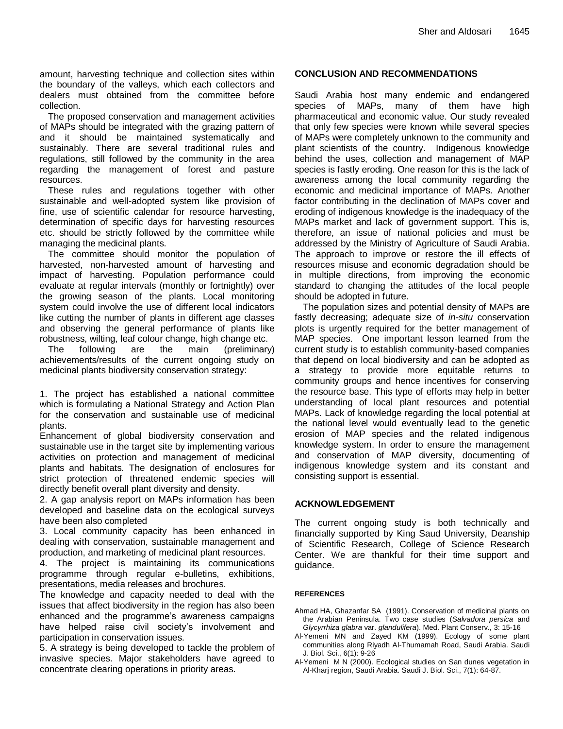amount, harvesting technique and collection sites within the boundary of the valleys, which each collectors and dealers must obtained from the committee before collection.

The proposed conservation and management activities of MAPs should be integrated with the grazing pattern of and it should be maintained systematically and sustainably. There are several traditional rules and regulations, still followed by the community in the area regarding the management of forest and pasture resources.

These rules and regulations together with other sustainable and well-adopted system like provision of fine, use of scientific calendar for resource harvesting, determination of specific days for harvesting resources etc. should be strictly followed by the committee while managing the medicinal plants.

The committee should monitor the population of harvested, non-harvested amount of harvesting and impact of harvesting. Population performance could evaluate at regular intervals (monthly or fortnightly) over the growing season of the plants. Local monitoring system could involve the use of different local indicators like cutting the number of plants in different age classes and observing the general performance of plants like robustness, wilting, leaf colour change, high change etc.

The following are the main (preliminary) achievements/results of the current ongoing study on medicinal plants biodiversity conservation strategy:

1. The project has established a national committee which is formulating a National Strategy and Action Plan for the conservation and sustainable use of medicinal plants.
Enhancement of global biodiversity conservation and sustainable use in the target site by implementing various activities on protection and management of medicinal plants and habitats. The designation of enclosures for strict protection of threatened endemic species will directly benefit overall plant diversity and density.
2. A gap analysis report on MAPs information has been developed and baseline data on the ecological surveys have been also completed
3. Local community capacity has been enhanced in dealing with conservation, sustainable management and production, and marketing of medicinal plant resources.
4. The project is maintaining its communications programme through regular e-bulletins, exhibitions, presentations, media releases and brochures.
The knowledge and capacity needed to deal with the issues that affect biodiversity in the region has also been enhanced and the programme's awareness campaigns have helped raise civil society's involvement and participation in conservation issues.
5. A strategy is being developed to tackle the problem of invasive species. Major stakeholders have agreed to concentrate clearing operations in priority areas.

## CONCLUSION AND RECOMMENDATIONS

Saudi Arabia host many endemic and endangered species of MAPs, many of them have high pharmaceutical and economic value. Our study revealed that only few species were known while several species of MAPs were completely unknown to the community and plant scientists of the country. Indigenous knowledge behind the uses, collection and management of MAP species is fastly eroding. One reason for this is the lack of awareness among the local community regarding the economic and medicinal importance of MAPs. Another factor contributing in the declination of MAPs cover and eroding of indigenous knowledge is the inadequacy of the MAPs market and lack of government support. This is, therefore, an issue of national policies and must be addressed by the Ministry of Agriculture of Saudi Arabia. The approach to improve or restore the ill effects of resources misuse and economic degradation should be in multiple directions, from improving the economic standard to changing the attitudes of the local people should be adopted in future.

The population sizes and potential density of MAPs are fastly decreasing; adequate size of *in-situ* conservation plots is urgently required for the better management of MAP species. One important lesson learned from the current study is to establish community-based companies that depend on local biodiversity and can be adopted as a strategy to provide more equitable returns to community groups and hence incentives for conserving the resource base. This type of efforts may help in better understanding of local plant resources and potential MAPs. Lack of knowledge regarding the local potential at the national level would eventually lead to the genetic erosion of MAP species and the related indigenous knowledge system. In order to ensure the management and conservation of MAP diversity, documenting of indigenous knowledge system and its constant and consisting support is essential.

## ACKNOWLEDGEMENT

The current ongoing study is both technically and financially supported by King Saud University, Deanship of Scientific Research, College of Science Research Center. We are thankful for their time support and guidance.

## REFERENCES

Ahmad HA, Ghazanfar SA (1991). Conservation of medicinal plants on the Arabian Peninsula. Two case studies (*Salvadora persica* and *Glycyrrhiza glabra* var. *glandulifera*). Med. Plant Conserv., 3: 15-16

Al-Yemeni MN and Zayed KM (1999). Ecology of some plant communities along Riyadh Al-Thumamah Road, Saudi Arabia. Saudi J. Biol. Sci., 6(1): 9-26

Al-Yemeni M N (2000). Ecological studies on San dunes vegetation in Al-Kharj region, Saudi Arabia. Saudi J. Biol. Sci., 7(1): 64-87.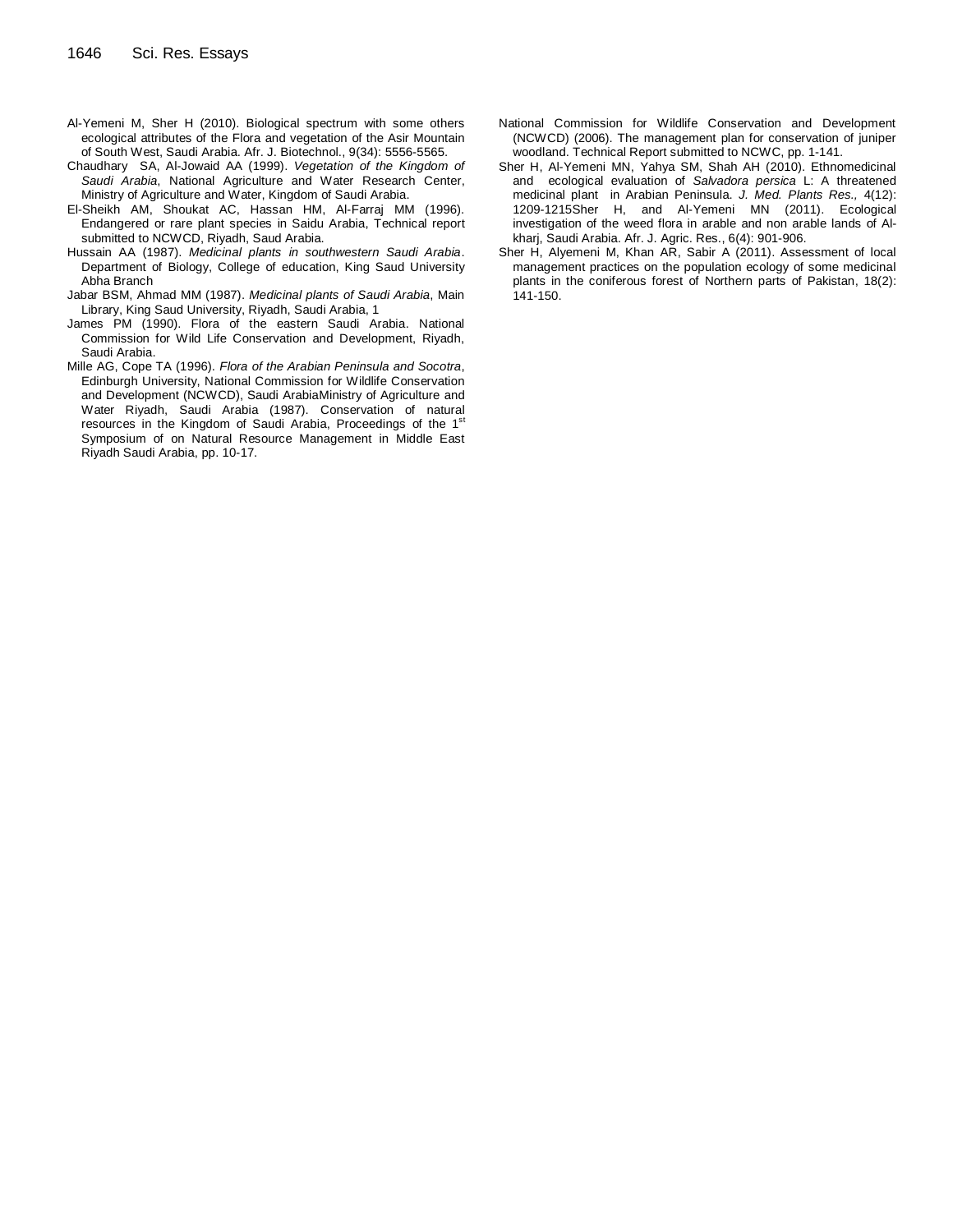Al-Yemeni M, Sher H (2010). Biological spectrum with some others ecological attributes of the Flora and vegetation of the Asir Mountain of South West, Saudi Arabia. Afr. J. Biotechnol., 9(34): 5556-5565.

Chaudhary SA, Al-Jowaid AA (1999). *Vegetation of the Kingdom of Saudi Arabia*, National Agriculture and Water Research Center, Ministry of Agriculture and Water, Kingdom of Saudi Arabia.

El-Sheikh AM, Shoukat AC, Hassan HM, Al-Farraj MM (1996). Endangered or rare plant species in Saidu Arabia, Technical report submitted to NCWCD, Riyadh, Saud Arabia.

Hussain AA (1987). *Medicinal plants in southwestern Saudi Arabia*. Department of Biology, College of education, King Saud University Abha Branch

Jabar BSM, Ahmad MM (1987). *Medicinal plants of Saudi Arabia*, Main Library, King Saud University, Riyadh, Saudi Arabia, 1

James PM (1990). Flora of the eastern Saudi Arabia. National Commission for Wild Life Conservation and Development, Riyadh, Saudi Arabia.

Mille AG, Cope TA (1996). *Flora of the Arabian Peninsula and Socotra*, Edinburgh University, National Commission for Wildlife Conservation and Development (NCWCD), Saudi ArabiaMinistry of Agriculture and Water Riyadh, Saudi Arabia (1987). Conservation of natural resources in the Kingdom of Saudi Arabia, Proceedings of the 1st Symposium of on Natural Resource Management in Middle East Riyadh Saudi Arabia, pp. 10-17.

National Commission for Wildlife Conservation and Development (NCWCD) (2006). The management plan for conservation of juniper woodland. Technical Report submitted to NCWC, pp. 1-141.

Sher H, Al-Yemeni MN, Yahya SM, Shah AH (2010). Ethnomedicinal and ecological evaluation of *Salvadora persica* L: A threatened medicinal plant in Arabian Peninsula. *J. Med. Plants Res.*, 4(12): 1209-1215Sher H, and Al-Yemeni MN (2011). Ecological investigation of the weed flora in arable and non arable lands of Al-kharj, Saudi Arabia. Afr. J. Agric. Res., 6(4): 901-906.

Sher H, Alyemeni M, Khan AR, Sabir A (2011). Assessment of local management practices on the population ecology of some medicinal plants in the coniferous forest of Northern parts of Pakistan, 18(2): 141-150.